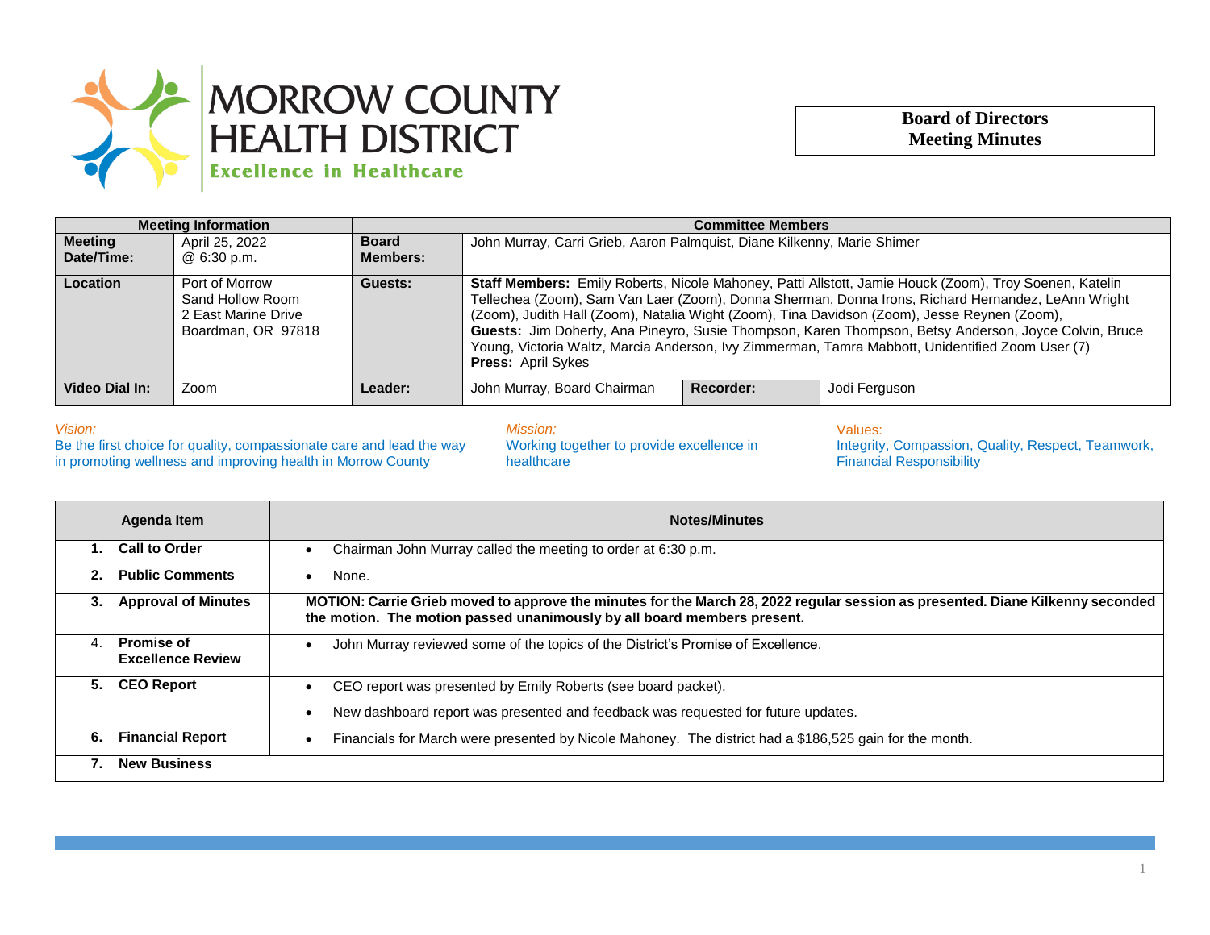# MORROW COUNTY HEALTH DISTRICT

Excellence in Healthcare

**Board of Directors Meeting Minutes**

| Meeting Information | | Committee Members | | | |
|---|---|---|---|---|---|
| **Meeting Date/Time:** | April 25, 2022 @ 6:30 p.m. | **Board Members:** | John Murray, Carri Grieb, Aaron Palmquist, Diane Kilkenny, Marie Shimer | | |
| **Location** | Port of Morrow Sand Hollow Room 2 East Marine Drive Boardman, OR 97818 | **Guests:** | **Staff Members:** Emily Roberts, Nicole Mahoney, Patti Allstott, Jamie Houck (Zoom), Troy Soenen, Katelin Tellechea (Zoom), Sam Van Laer (Zoom), Donna Sherman, Donna Irons, Richard Hernandez, LeAnn Wright (Zoom), Judith Hall (Zoom), Natalia Wight (Zoom), Tina Davidson (Zoom), Jesse Reynen (Zoom), **Guests:** Jim Doherty, Ana Pineyro, Susie Thompson, Karen Thompson, Betsy Anderson, Joyce Colvin, Bruce Young, Victoria Waltz, Marcia Anderson, Ivy Zimmerman, Tamra Mabbott, Unidentified Zoom User (7) **Press:** April Sykes | | |
| **Video Dial In:** | Zoom | **Leader:** | John Murray, Board Chairman | **Recorder:** | Jodi Ferguson |

*Vision:*
Be the first choice for quality, compassionate care and lead the way in promoting wellness and improving health in Morrow County

*Mission:*
Working together to provide excellence in healthcare

Values:
Integrity, Compassion, Quality, Respect, Teamwork, Financial Responsibility

| Agenda Item | Notes/Minutes |
|---|---|
| **1. Call to Order** | • Chairman John Murray called the meeting to order at 6:30 p.m. |
| **2. Public Comments** | • None. |
| **3. Approval of Minutes** | **MOTION: Carrie Grieb moved to approve the minutes for the March 28, 2022 regular session as presented. Diane Kilkenny seconded the motion. The motion passed unanimously by all board members present.** |
| 4. **Promise of Excellence Review** | • John Murray reviewed some of the topics of the District's Promise of Excellence. |
| **5. CEO Report** | • CEO report was presented by Emily Roberts (see board packet).<br>• New dashboard report was presented and feedback was requested for future updates. |
| **6. Financial Report** | • Financials for March were presented by Nicole Mahoney. The district had a $186,525 gain for the month. |
| **7. New Business** | |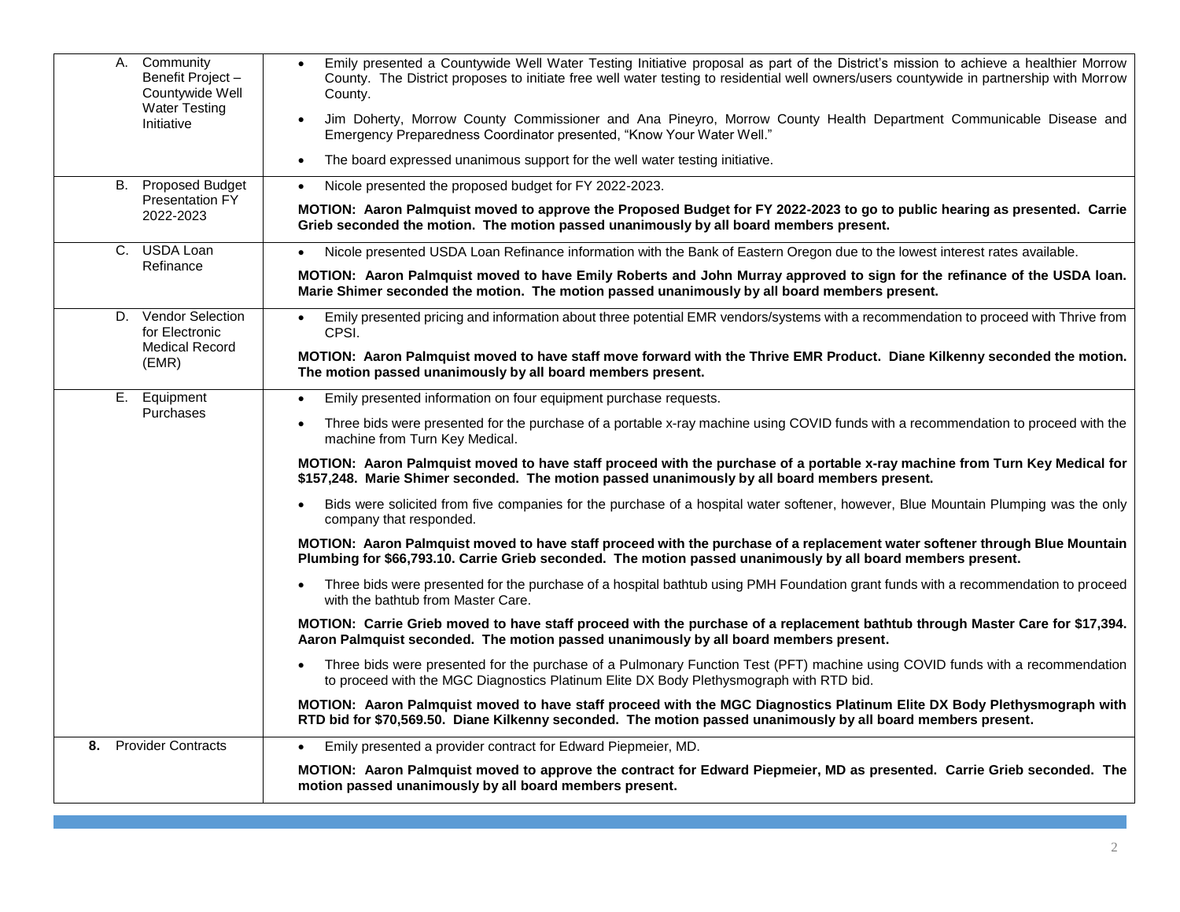| | |
|---|---|
| A. Community Benefit Project – Countywide Well Water Testing Initiative | • Emily presented a Countywide Well Water Testing Initiative proposal as part of the District's mission to achieve a healthier Morrow County. The District proposes to initiate free well water testing to residential well owners/users countywide in partnership with Morrow County.<br>• Jim Doherty, Morrow County Commissioner and Ana Pineyro, Morrow County Health Department Communicable Disease and Emergency Preparedness Coordinator presented, "Know Your Water Well."<br>• The board expressed unanimous support for the well water testing initiative. |
| B. Proposed Budget Presentation FY 2022-2023 | • Nicole presented the proposed budget for FY 2022-2023.<br>**MOTION: Aaron Palmquist moved to approve the Proposed Budget for FY 2022-2023 to go to public hearing as presented. Carrie Grieb seconded the motion. The motion passed unanimously by all board members present.** |
| C. USDA Loan Refinance | • Nicole presented USDA Loan Refinance information with the Bank of Eastern Oregon due to the lowest interest rates available.<br>**MOTION: Aaron Palmquist moved to have Emily Roberts and John Murray approved to sign for the refinance of the USDA loan. Marie Shimer seconded the motion. The motion passed unanimously by all board members present.** |
| D. Vendor Selection for Electronic Medical Record (EMR) | • Emily presented pricing and information about three potential EMR vendors/systems with a recommendation to proceed with Thrive from CPSI.<br>**MOTION: Aaron Palmquist moved to have staff move forward with the Thrive EMR Product. Diane Kilkenny seconded the motion. The motion passed unanimously by all board members present.** |
| E. Equipment Purchases | • Emily presented information on four equipment purchase requests.<br>• Three bids were presented for the purchase of a portable x-ray machine using COVID funds with a recommendation to proceed with the machine from Turn Key Medical.<br>**MOTION: Aaron Palmquist moved to have staff proceed with the purchase of a portable x-ray machine from Turn Key Medical for $157,248. Marie Shimer seconded. The motion passed unanimously by all board members present.**<br>• Bids were solicited from five companies for the purchase of a hospital water softener, however, Blue Mountain Plumping was the only company that responded.<br>**MOTION: Aaron Palmquist moved to have staff proceed with the purchase of a replacement water softener through Blue Mountain Plumbing for $66,793.10. Carrie Grieb seconded. The motion passed unanimously by all board members present.**<br>• Three bids were presented for the purchase of a hospital bathtub using PMH Foundation grant funds with a recommendation to proceed with the bathtub from Master Care.<br>**MOTION: Carrie Grieb moved to have staff proceed with the purchase of a replacement bathtub through Master Care for $17,394. Aaron Palmquist seconded. The motion passed unanimously by all board members present.**<br>• Three bids were presented for the purchase of a Pulmonary Function Test (PFT) machine using COVID funds with a recommendation to proceed with the MGC Diagnostics Platinum Elite DX Body Plethysmograph with RTD bid.<br>**MOTION: Aaron Palmquist moved to have staff proceed with the MGC Diagnostics Platinum Elite DX Body Plethysmograph with RTD bid for $70,569.50. Diane Kilkenny seconded. The motion passed unanimously by all board members present.** |
| **8.** Provider Contracts | • Emily presented a provider contract for Edward Piepmeier, MD.<br>**MOTION: Aaron Palmquist moved to approve the contract for Edward Piepmeier, MD as presented. Carrie Grieb seconded. The motion passed unanimously by all board members present.** |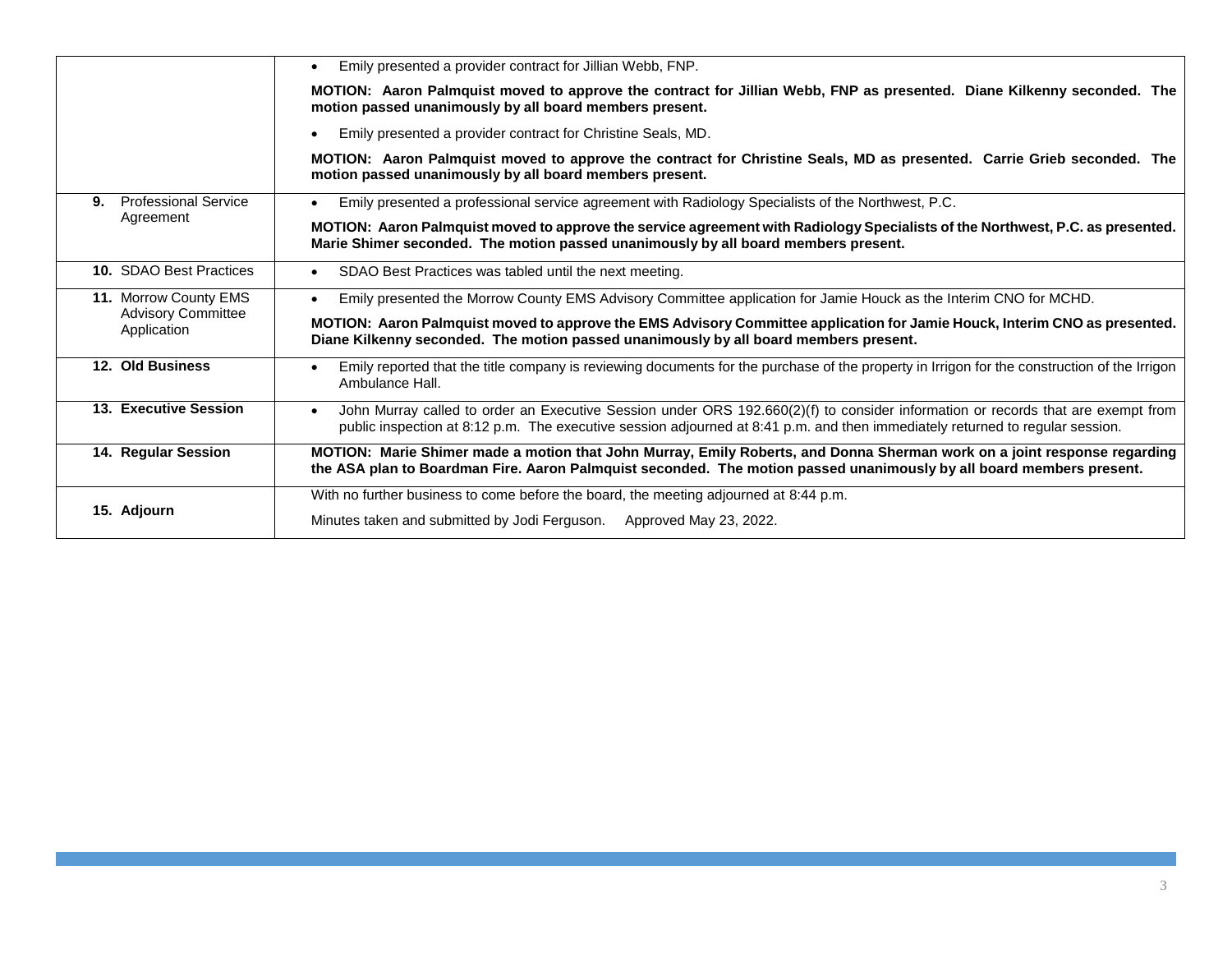| | |
|---|---|
| | • Emily presented a provider contract for Jillian Webb, FNP.<br>**MOTION: Aaron Palmquist moved to approve the contract for Jillian Webb, FNP as presented. Diane Kilkenny seconded. The motion passed unanimously by all board members present.**<br>• Emily presented a provider contract for Christine Seals, MD.<br>**MOTION: Aaron Palmquist moved to approve the contract for Christine Seals, MD as presented. Carrie Grieb seconded. The motion passed unanimously by all board members present.** |
| **9.** Professional Service Agreement | • Emily presented a professional service agreement with Radiology Specialists of the Northwest, P.C.<br>**MOTION: Aaron Palmquist moved to approve the service agreement with Radiology Specialists of the Northwest, P.C. as presented. Marie Shimer seconded. The motion passed unanimously by all board members present.** |
| **10.** SDAO Best Practices | • SDAO Best Practices was tabled until the next meeting. |
| **11.** Morrow County EMS Advisory Committee Application | • Emily presented the Morrow County EMS Advisory Committee application for Jamie Houck as the Interim CNO for MCHD.<br>**MOTION: Aaron Palmquist moved to approve the EMS Advisory Committee application for Jamie Houck, Interim CNO as presented. Diane Kilkenny seconded. The motion passed unanimously by all board members present.** |
| **12. Old Business** | • Emily reported that the title company is reviewing documents for the purchase of the property in Irrigon for the construction of the Irrigon Ambulance Hall. |
| **13. Executive Session** | • John Murray called to order an Executive Session under ORS 192.660(2)(f) to consider information or records that are exempt from public inspection at 8:12 p.m. The executive session adjourned at 8:41 p.m. and then immediately returned to regular session. |
| **14. Regular Session** | **MOTION: Marie Shimer made a motion that John Murray, Emily Roberts, and Donna Sherman work on a joint response regarding the ASA plan to Boardman Fire. Aaron Palmquist seconded. The motion passed unanimously by all board members present.** |
| **15. Adjourn** | With no further business to come before the board, the meeting adjourned at 8:44 p.m.<br>Minutes taken and submitted by Jodi Ferguson. Approved May 23, 2022. |